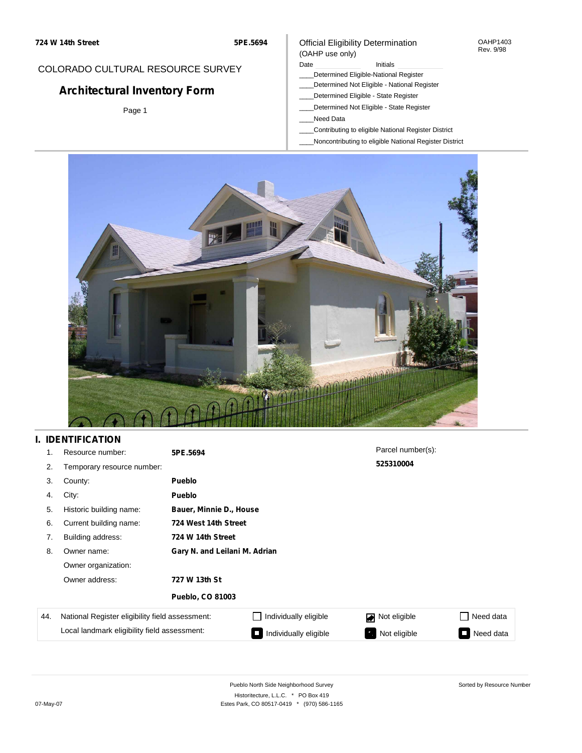724 W 14th Street **5PE.5694**

COLORADO CULTURAL RESOURCE SURVEY

# Architectural Inventory Form

Page 1

Official Eligibility Determination
(OAHP use only)

OAHP1403
Rev. 9/98

Date ____________ Initials ____________

____Determined Eligible-National Register
____Determined Not Eligible - National Register
____Determined Eligible - State Register
____Determined Not Eligible - State Register
____Need Data
____Contributing to eligible National Register District
____Noncontributing to eligible National Register District

## I. IDENTIFICATION

1. Resource number: **5PE.5694**
2. Temporary resource number:
3. County: **Pueblo**
4. City: **Pueblo**
5. Historic building name: **Bauer, Minnie D., House**
6. Current building name: **724 West 14th Street**
7. Building address: **724 W 14th Street**
8. Owner name: **Gary N. and Leilani M. Adrian**

   Owner organization:

   Owner address: **727 W 13th St**

   **Pueblo, CO 81003**

Parcel number(s): **525310004**

| 44. | | | | |
|---|---|---|---|---|
| | National Register eligibility field assessment: | ☐ Individually eligible | ☑ Not eligible | ☐ Need data |
| | Local landmark eligibility field assessment: | ☐ Individually eligible | ☐ Not eligible | ☐ Need data |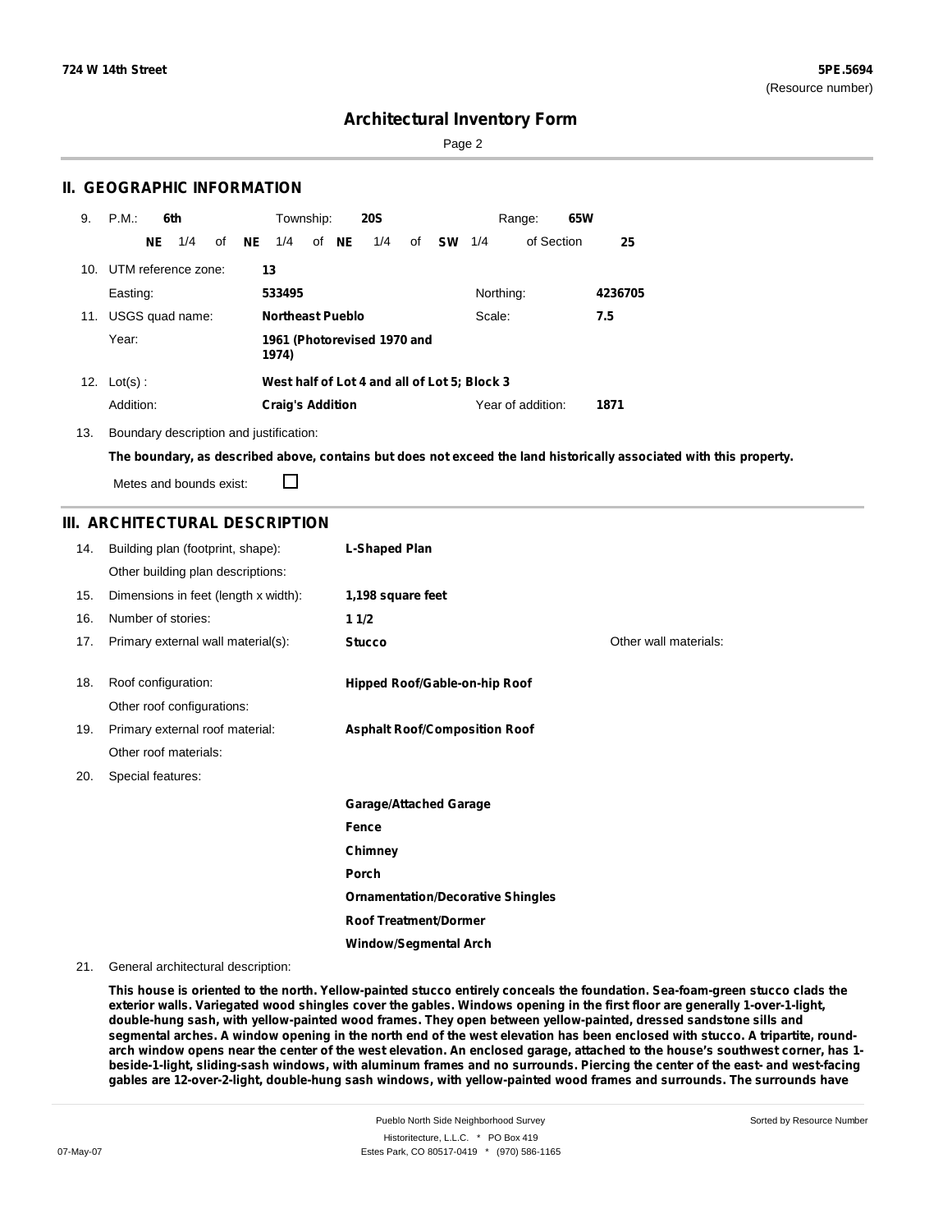## II. GEOGRAPHIC INFORMATION

9. P.M.: **6th** Township: **20S** Range: **65W**

**NE** 1/4 of **NE** 1/4 of **NE** 1/4 of **SW** 1/4 of Section **25**

10. UTM reference zone: **13**

Easting: **533495** Northing: **4236705**

11. USGS quad name: **Northeast Pueblo** Scale: **7.5**

Year: **1961 (Photorevised 1970 and 1974)**

12. Lot(s): **West half of Lot 4 and all of Lot 5; Block 3**

Addition: **Craig's Addition** Year of addition: **1871**

13. Boundary description and justification:

**The boundary, as described above, contains but does not exceed the land historically associated with this property.**

Metes and bounds exist: ☐

## III. ARCHITECTURAL DESCRIPTION

14. Building plan (footprint, shape): **L-Shaped Plan**

Other building plan descriptions:

15. Dimensions in feet (length x width): **1,198 square feet**

16. Number of stories: **1 1/2**

17. Primary external wall material(s): **Stucco** Other wall materials:

18. Roof configuration: **Hipped Roof/Gable-on-hip Roof**

Other roof configurations:

19. Primary external roof material: **Asphalt Roof/Composition Roof**

Other roof materials:

20. Special features:

**Garage/Attached Garage**

**Fence**

**Chimney**

**Porch**

**Ornamentation/Decorative Shingles**

**Roof Treatment/Dormer**

**Window/Segmental Arch**

21. General architectural description:

**This house is oriented to the north. Yellow-painted stucco entirely conceals the foundation. Sea-foam-green stucco clads the exterior walls. Variegated wood shingles cover the gables. Windows opening in the first floor are generally 1-over-1-light, double-hung sash, with yellow-painted wood frames. They open between yellow-painted, dressed sandstone sills and segmental arches. A window opening in the north end of the west elevation has been enclosed with stucco. A tripartite, round-arch window opens near the center of the west elevation. An enclosed garage, attached to the house's southwest corner, has 1-beside-1-light, sliding-sash windows, with aluminum frames and no surrounds. Piercing the center of the east- and west-facing gables are 12-over-2-light, double-hung sash windows, with yellow-painted wood frames and surrounds. The surrounds have**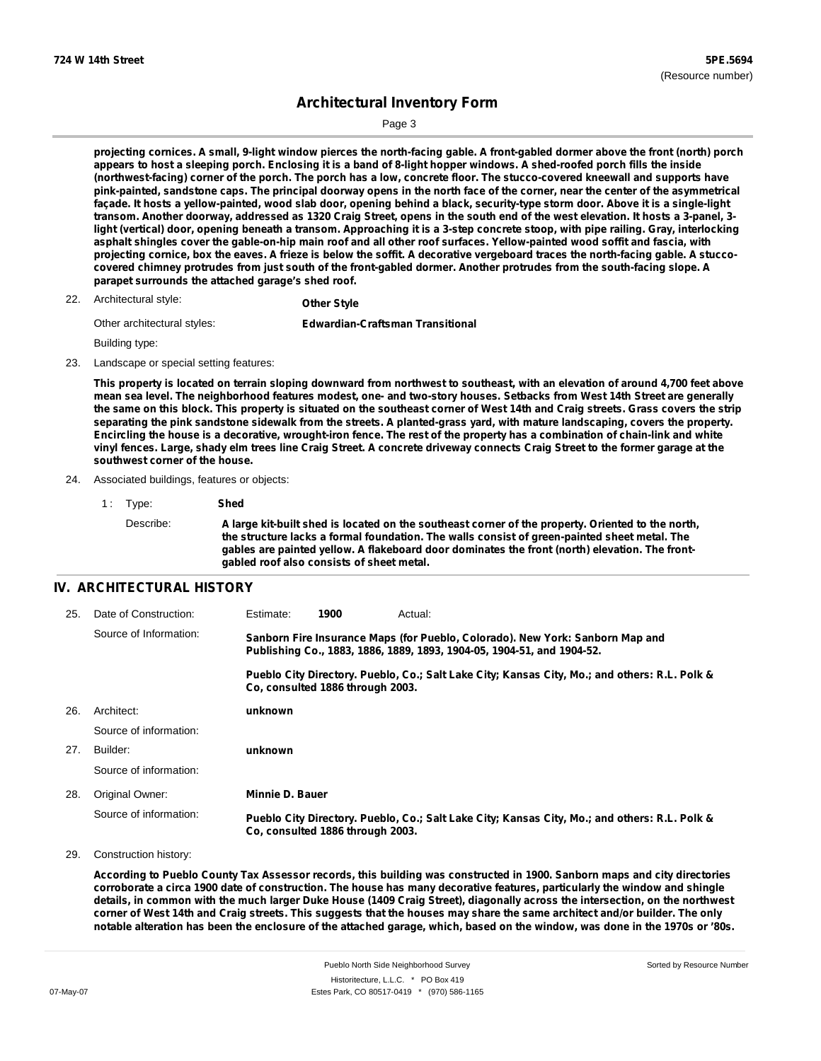**projecting cornices. A small, 9-light window pierces the north-facing gable. A front-gabled dormer above the front (north) porch appears to host a sleeping porch. Enclosing it is a band of 8-light hopper windows. A shed-roofed porch fills the inside (northwest-facing) corner of the porch. The porch has a low, concrete floor. The stucco-covered kneewall and supports have pink-painted, sandstone caps. The principal doorway opens in the north face of the corner, near the center of the asymmetrical façade. It hosts a yellow-painted, wood slab door, opening behind a black, security-type storm door. Above it is a single-light transom. Another doorway, addressed as 1320 Craig Street, opens in the south end of the west elevation. It hosts a 3-panel, 3-light (vertical) door, opening beneath a transom. Approaching it is a 3-step concrete stoop, with pipe railing. Gray, interlocking asphalt shingles cover the gable-on-hip main roof and all other roof surfaces. Yellow-painted wood soffit and fascia, with projecting cornice, box the eaves. A frieze is below the soffit. A decorative vergeboard traces the north-facing gable. A stucco-covered chimney protrudes from just south of the front-gabled dormer. Another protrudes from the south-facing slope. A parapet surrounds the attached garage's shed roof.**

22. Architectural style: **Other Style**

    Other architectural styles: **Edwardian-Craftsman Transitional**

    Building type:

23. Landscape or special setting features:

**This property is located on terrain sloping downward from northwest to southeast, with an elevation of around 4,700 feet above mean sea level. The neighborhood features modest, one- and two-story houses. Setbacks from West 14th Street are generally the same on this block. This property is situated on the southeast corner of West 14th and Craig streets. Grass covers the strip separating the pink sandstone sidewalk from the streets. A planted-grass yard, with mature landscaping, covers the property. Encircling the house is a decorative, wrought-iron fence. The rest of the property has a combination of chain-link and white vinyl fences. Large, shady elm trees line Craig Street. A concrete driveway connects Craig Street to the former garage at the southwest corner of the house.**

24. Associated buildings, features or objects:

    1 : Type: **Shed**

    Describe: **A large kit-built shed is located on the southeast corner of the property. Oriented to the north, the structure lacks a formal foundation. The walls consist of green-painted sheet metal. The gables are painted yellow. A flakeboard door dominates the front (north) elevation. The front-gabled roof also consists of sheet metal.**

## IV. ARCHITECTURAL HISTORY

25. Date of Construction: Estimate: **1900** Actual:

    Source of Information: **Sanborn Fire Insurance Maps (for Pueblo, Colorado). New York: Sanborn Map and Publishing Co., 1883, 1886, 1889, 1893, 1904-05, 1904-51, and 1904-52.**

    **Pueblo City Directory. Pueblo, Co.; Salt Lake City; Kansas City, Mo.; and others: R.L. Polk & Co, consulted 1886 through 2003.**

26. Architect: **unknown**

    Source of information:

27. Builder: **unknown**

    Source of information:

28. Original Owner: **Minnie D. Bauer**

    Source of information: **Pueblo City Directory. Pueblo, Co.; Salt Lake City; Kansas City, Mo.; and others: R.L. Polk & Co, consulted 1886 through 2003.**

29. Construction history:

**According to Pueblo County Tax Assessor records, this building was constructed in 1900. Sanborn maps and city directories corroborate a circa 1900 date of construction. The house has many decorative features, particularly the window and shingle details, in common with the much larger Duke House (1409 Craig Street), diagonally across the intersection, on the northwest corner of West 14th and Craig streets. This suggests that the houses may share the same architect and/or builder. The only notable alteration has been the enclosure of the attached garage, which, based on the window, was done in the 1970s or '80s.**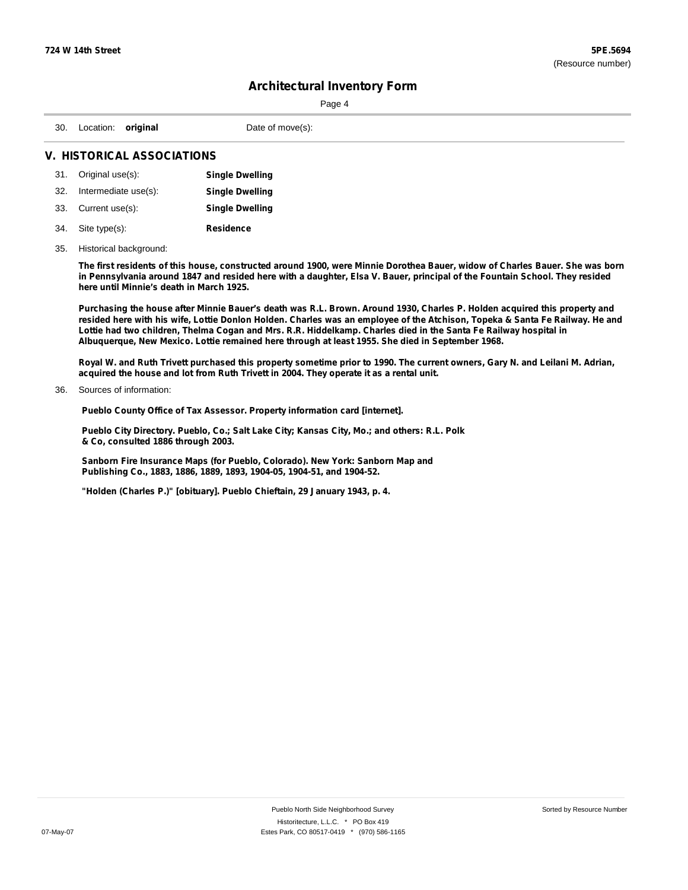30. Location: **original** Date of move(s):

## V. HISTORICAL ASSOCIATIONS

31. Original use(s): **Single Dwelling**
32. Intermediate use(s): **Single Dwelling**
33. Current use(s): **Single Dwelling**
34. Site type(s): **Residence**
35. Historical background:

**The first residents of this house, constructed around 1900, were Minnie Dorothea Bauer, widow of Charles Bauer. She was born in Pennsylvania around 1847 and resided here with a daughter, Elsa V. Bauer, principal of the Fountain School. They resided here until Minnie's death in March 1925.**

**Purchasing the house after Minnie Bauer's death was R.L. Brown. Around 1930, Charles P. Holden acquired this property and resided here with his wife, Lottie Donlon Holden. Charles was an employee of the Atchison, Topeka & Santa Fe Railway. He and Lottie had two children, Thelma Cogan and Mrs. R.R. Hiddelkamp. Charles died in the Santa Fe Railway hospital in Albuquerque, New Mexico. Lottie remained here through at least 1955. She died in September 1968.**

**Royal W. and Ruth Trivett purchased this property sometime prior to 1990. The current owners, Gary N. and Leilani M. Adrian, acquired the house and lot from Ruth Trivett in 2004. They operate it as a rental unit.**

36. Sources of information:

**Pueblo County Office of Tax Assessor. Property information card [internet].**

**Pueblo City Directory. Pueblo, Co.; Salt Lake City; Kansas City, Mo.; and others: R.L. Polk & Co, consulted 1886 through 2003.**

**Sanborn Fire Insurance Maps (for Pueblo, Colorado). New York: Sanborn Map and Publishing Co., 1883, 1886, 1889, 1893, 1904-05, 1904-51, and 1904-52.**

**"Holden (Charles P.)" [obituary]. Pueblo Chieftain, 29 January 1943, p. 4.**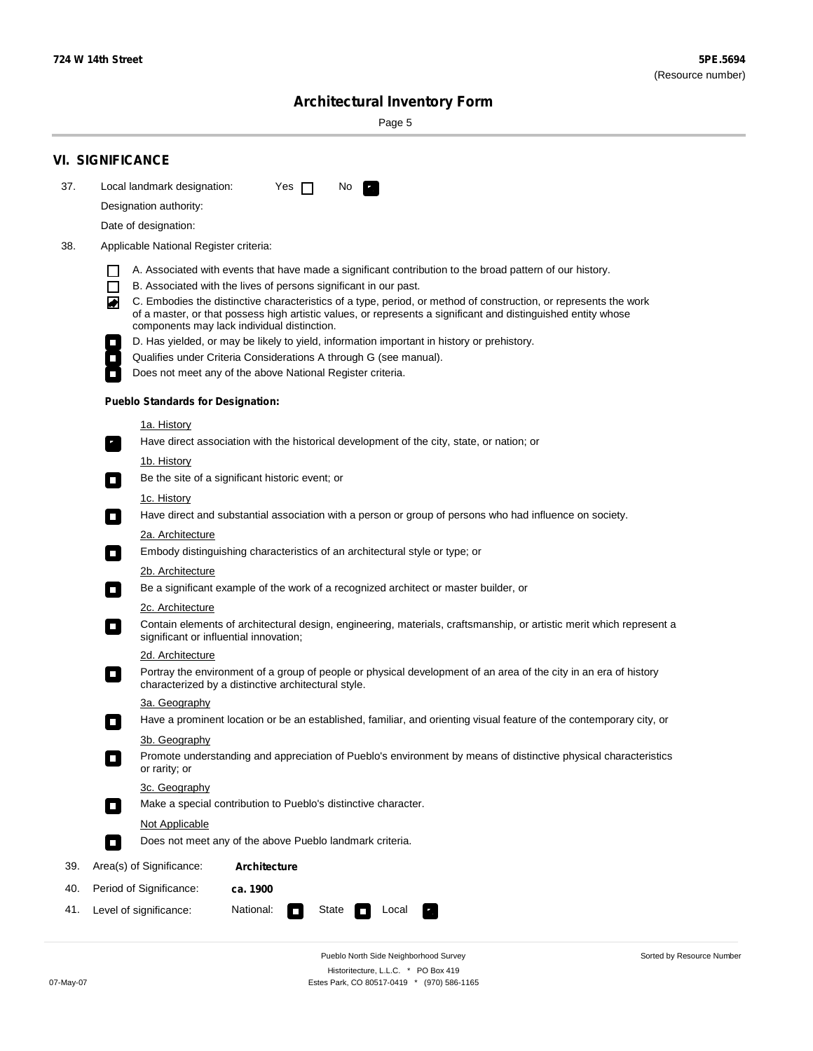## VI. SIGNIFICANCE

37. Local landmark designation: Yes ☐ No ☑

Designation authority:

Date of designation:

38. Applicable National Register criteria:

- ☐ A. Associated with events that have made a significant contribution to the broad pattern of our history.
- ☐ B. Associated with the lives of persons significant in our past.
- ☑ C. Embodies the distinctive characteristics of a type, period, or method of construction, or represents the work of a master, or that possess high artistic values, or represents a significant and distinguished entity whose components may lack individual distinction.
- ☐ D. Has yielded, or may be likely to yield, information important in history or prehistory.
- ☐ Qualifies under Criteria Considerations A through G (see manual).
- ☐ Does not meet any of the above National Register criteria.

**Pueblo Standards for Designation:**

1a. History
- ☑ Have direct association with the historical development of the city, state, or nation; or

1b. History
- ☐ Be the site of a significant historic event; or

1c. History
- ☐ Have direct and substantial association with a person or group of persons who had influence on society.

2a. Architecture
- ☐ Embody distinguishing characteristics of an architectural style or type; or

2b. Architecture
- ☐ Be a significant example of the work of a recognized architect or master builder, or

2c. Architecture
- ☐ Contain elements of architectural design, engineering, materials, craftsmanship, or artistic merit which represent a significant or influential innovation;

2d. Architecture
- ☐ Portray the environment of a group of people or physical development of an area of the city in an era of history characterized by a distinctive architectural style.

3a. Geography
- ☐ Have a prominent location or be an established, familiar, and orienting visual feature of the contemporary city, or

3b. Geography
- ☐ Promote understanding and appreciation of Pueblo's environment by means of distinctive physical characteristics or rarity; or

3c. Geography
- ☐ Make a special contribution to Pueblo's distinctive character.

Not Applicable
- ☐ Does not meet any of the above Pueblo landmark criteria.

39. Area(s) of Significance: **Architecture**

40. Period of Significance: **ca. 1900**

41. Level of significance: National: ☐ State ☐ Local ☑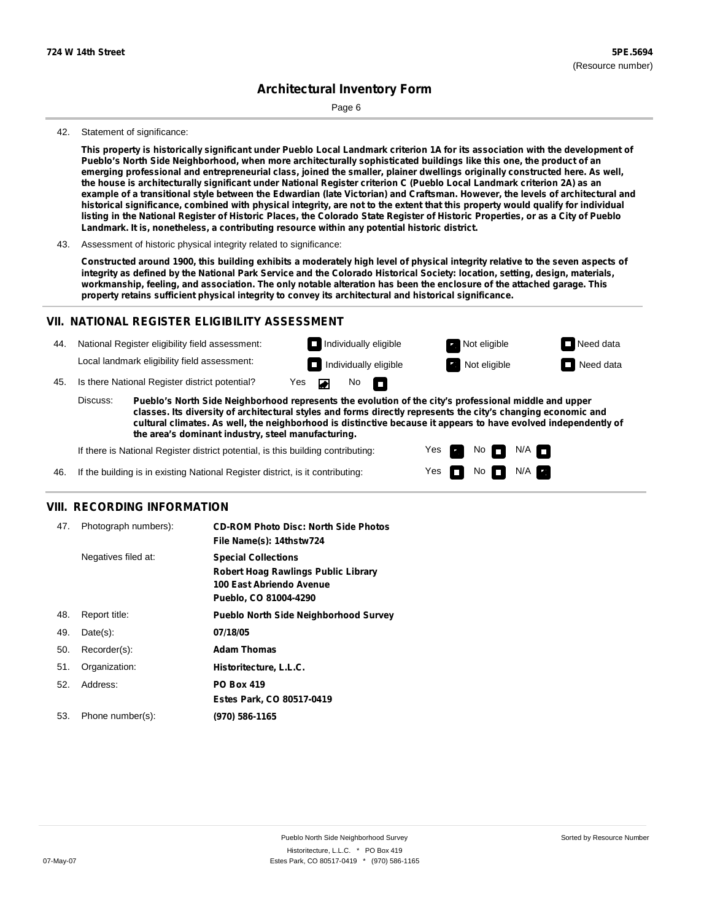**724 W 14th Street** **5PE.5694**
(Resource number)

# Architectural Inventory Form

42. Statement of significance:

**This property is historically significant under Pueblo Local Landmark criterion 1A for its association with the development of Pueblo's North Side Neighborhood, when more architecturally sophisticated buildings like this one, the product of an emerging professional and entrepreneurial class, joined the smaller, plainer dwellings originally constructed here. As well, the house is architecturally significant under National Register criterion C (Pueblo Local Landmark criterion 2A) as an example of a transitional style between the Edwardian (late Victorian) and Craftsman. However, the levels of architectural and historical significance, combined with physical integrity, are not to the extent that this property would qualify for individual listing in the National Register of Historic Places, the Colorado State Register of Historic Properties, or as a City of Pueblo Landmark. It is, nonetheless, a contributing resource within any potential historic district.**

43. Assessment of historic physical integrity related to significance:

**Constructed around 1900, this building exhibits a moderately high level of physical integrity relative to the seven aspects of integrity as defined by the National Park Service and the Colorado Historical Society: location, setting, design, materials, workmanship, feeling, and association. The only notable alteration has been the enclosure of the attached garage. This property retains sufficient physical integrity to convey its architectural and historical significance.**

## VII. NATIONAL REGISTER ELIGIBILITY ASSESSMENT

44. National Register eligibility field assessment: ☐ Individually eligible ☑ Not eligible ☐ Need data

Local landmark eligibility field assessment: ☐ Individually eligible ☑ Not eligible ☐ Need data

45. Is there National Register district potential? Yes ☑ No ☐

Discuss: **Pueblo's North Side Neighborhood represents the evolution of the city's professional middle and upper classes. Its diversity of architectural styles and forms directly represents the city's changing economic and cultural climates. As well, the neighborhood is distinctive because it appears to have evolved independently of the area's dominant industry, steel manufacturing.**

If there is National Register district potential, is this building contributing: Yes ☑ No ☐ N/A ☐

46. If the building is in existing National Register district, is it contributing: Yes ☐ No ☐ N/A ☑

## VIII. RECORDING INFORMATION

| | | |
|---|---|---|
| 47. | Photograph numbers): | **CD-ROM Photo Disc: North Side Photos**<br>**File Name(s): 14thstw724** |
| | Negatives filed at: | **Special Collections**<br>**Robert Hoag Rawlings Public Library**<br>**100 East Abriendo Avenue**<br>**Pueblo, CO 81004-4290** |
| 48. | Report title: | **Pueblo North Side Neighborhood Survey** |
| 49. | Date(s): | **07/18/05** |
| 50. | Recorder(s): | **Adam Thomas** |
| 51. | Organization: | **Historitecture, L.L.C.** |
| 52. | Address: | **PO Box 419**<br>**Estes Park, CO 80517-0419** |
| 53. | Phone number(s): | **(970) 586-1165** |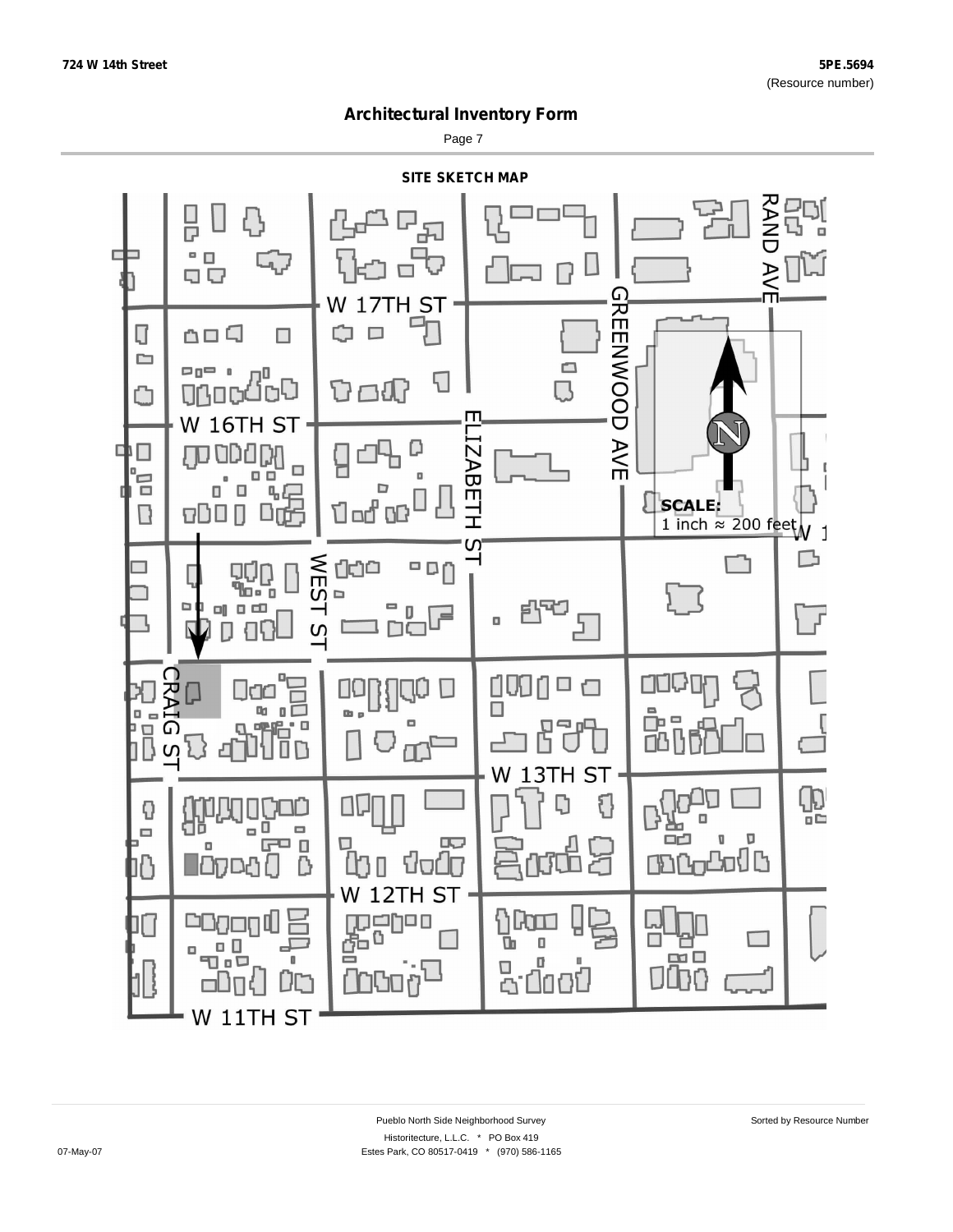724 W 14th Street

5PE.5694
(Resource number)

# Architectural Inventory Form

## SITE SKETCH MAP

W 17TH ST

W 16TH ST

W 13TH ST

W 12TH ST

W 11TH ST

RAND AVE

GREENWOOD AVE

ELIZABETH ST

WEST ST

CRAIG ST

W 1

N

**SCALE:**
1 inch ≈ 200 feet

Pueblo North Side Neighborhood Survey

Historitecture, L.L.C. * PO Box 419
Estes Park, CO 80517-0419 * (970) 586-1165

07-May-07

Sorted by Resource Number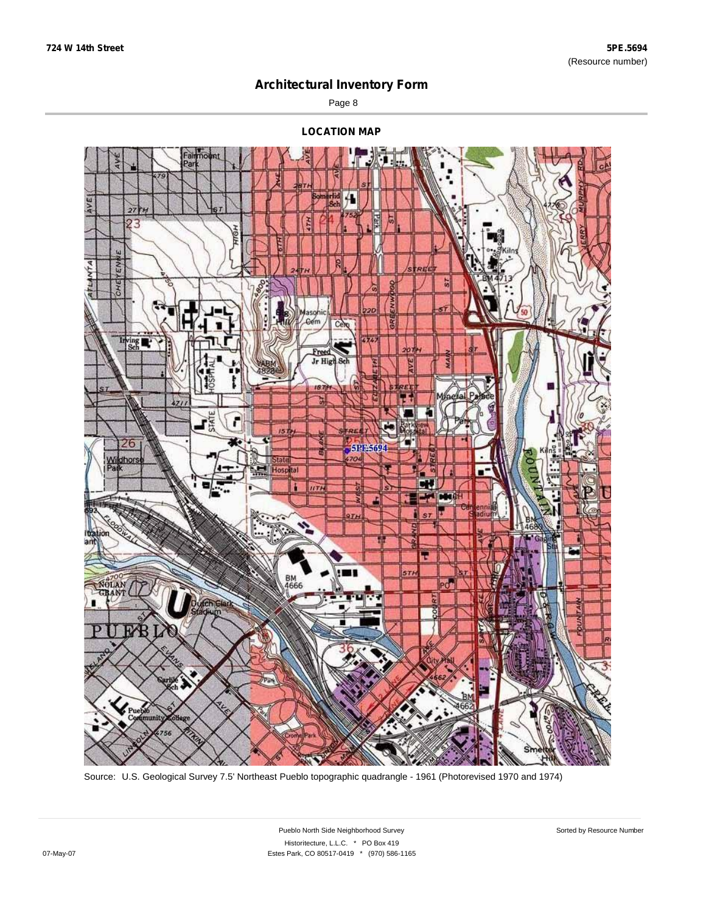# Architectural Inventory Form

## LOCATION MAP

Source: U.S. Geological Survey 7.5' Northeast Pueblo topographic quadrangle - 1961 (Photorevised 1970 and 1974)